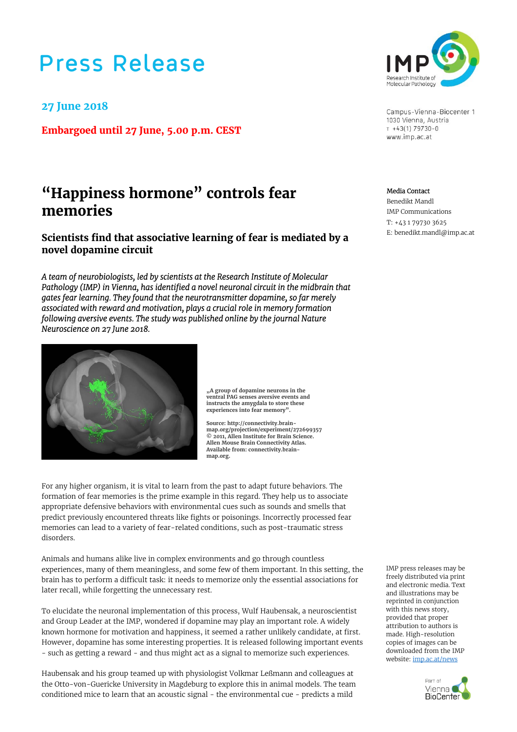# Press Release

**27 June 2018**

**Embargoed until 27 June, 5.00 p.m. CEST**

Campus-Vienna-Biocenter 1
1030 Vienna, Austria
T +43(1) 79730-0
www.imp.ac.at

**Media Contact**
Benedikt Mandl
IMP Communications
T: +43 1 79730 3625
E: benedikt.mandl@imp.ac.at

## "Happiness hormone" controls fear memories

### Scientists find that associative learning of fear is mediated by a novel dopamine circuit

*A team of neurobiologists, led by scientists at the Research Institute of Molecular Pathology (IMP) in Vienna, has identified a novel neuronal circuit in the midbrain that gates fear learning. They found that the neurotransmitter dopamine, so far merely associated with reward and motivation, plays a crucial role in memory formation following aversive events. The study was published online by the journal Nature Neuroscience on 27 June 2018.*

**„A group of dopamine neurons in the ventral PAG senses aversive events and instructs the amygdala to store these experiences into fear memory".**

**Source: http://connectivity.brain-map.org/projection/experiment/272699357 © 2011, Allen Institute for Brain Science. Allen Mouse Brain Connectivity Atlas. Available from: connectivity.brain-map.org.**

For any higher organism, it is vital to learn from the past to adapt future behaviors. The formation of fear memories is the prime example in this regard. They help us to associate appropriate defensive behaviors with environmental cues such as sounds and smells that predict previously encountered threats like fights or poisonings. Incorrectly processed fear memories can lead to a variety of fear-related conditions, such as post-traumatic stress disorders.

Animals and humans alike live in complex environments and go through countless experiences, many of them meaningless, and some few of them important. In this setting, the brain has to perform a difficult task: it needs to memorize only the essential associations for later recall, while forgetting the unnecessary rest.

To elucidate the neuronal implementation of this process, Wulf Haubensak, a neuroscientist and Group Leader at the IMP, wondered if dopamine may play an important role. A widely known hormone for motivation and happiness, it seemed a rather unlikely candidate, at first. However, dopamine has some interesting properties. It is released following important events - such as getting a reward - and thus might act as a signal to memorize such experiences.

Haubensak and his group teamed up with physiologist Volkmar Leßmann and colleagues at the Otto-von-Guericke University in Magdeburg to explore this in animal models. The team conditioned mice to learn that an acoustic signal - the environmental cue - predicts a mild

IMP press releases may be freely distributed via print and electronic media. Text and illustrations may be reprinted in conjunction with this news story, provided that proper attribution to authors is made. High-resolution copies of images can be downloaded from the IMP website: imp.ac.at/news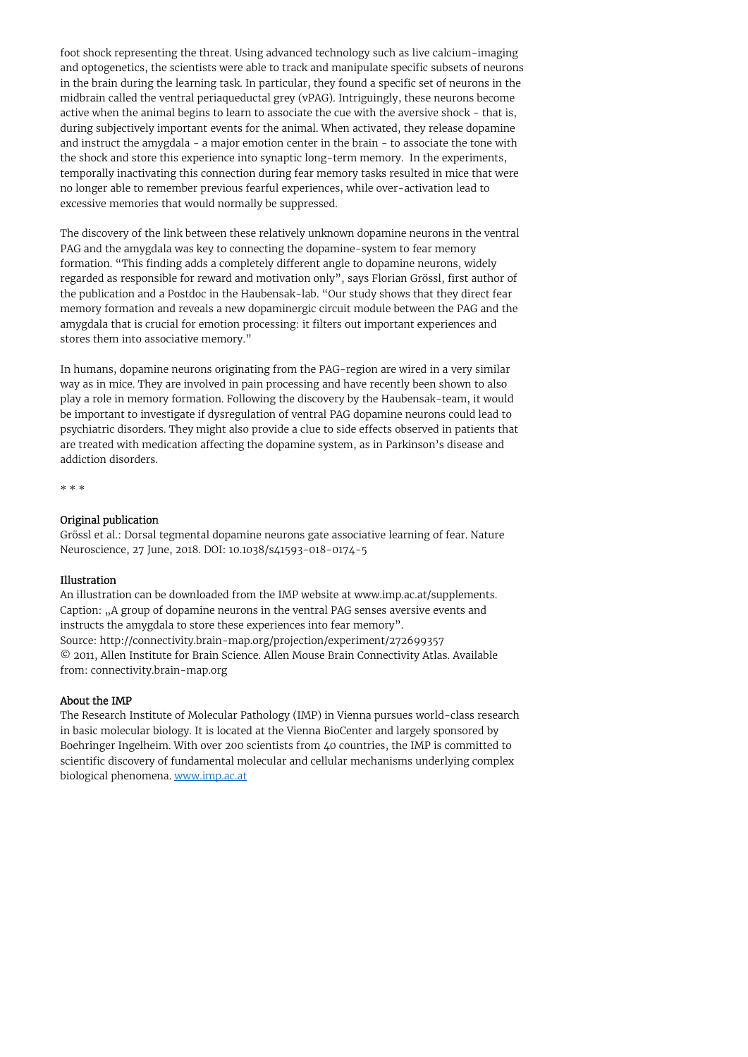foot shock representing the threat. Using advanced technology such as live calcium-imaging and optogenetics, the scientists were able to track and manipulate specific subsets of neurons in the brain during the learning task. In particular, they found a specific set of neurons in the midbrain called the ventral periaqueductal grey (vPAG). Intriguingly, these neurons become active when the animal begins to learn to associate the cue with the aversive shock - that is, during subjectively important events for the animal. When activated, they release dopamine and instruct the amygdala - a major emotion center in the brain - to associate the tone with the shock and store this experience into synaptic long-term memory. In the experiments, temporally inactivating this connection during fear memory tasks resulted in mice that were no longer able to remember previous fearful experiences, while over-activation lead to excessive memories that would normally be suppressed.

The discovery of the link between these relatively unknown dopamine neurons in the ventral PAG and the amygdala was key to connecting the dopamine-system to fear memory formation. "This finding adds a completely different angle to dopamine neurons, widely regarded as responsible for reward and motivation only", says Florian Grössl, first author of the publication and a Postdoc in the Haubensak-lab. "Our study shows that they direct fear memory formation and reveals a new dopaminergic circuit module between the PAG and the amygdala that is crucial for emotion processing: it filters out important experiences and stores them into associative memory."

In humans, dopamine neurons originating from the PAG-region are wired in a very similar way as in mice. They are involved in pain processing and have recently been shown to also play a role in memory formation. Following the discovery by the Haubensak-team, it would be important to investigate if dysregulation of ventral PAG dopamine neurons could lead to psychiatric disorders. They might also provide a clue to side effects observed in patients that are treated with medication affecting the dopamine system, as in Parkinson's disease and addiction disorders.

* * *

**Original publication**

Grössl et al.: Dorsal tegmental dopamine neurons gate associative learning of fear. Nature Neuroscience, 27 June, 2018. DOI: 10.1038/s41593-018-0174-5

**Illustration**

An illustration can be downloaded from the IMP website at www.imp.ac.at/supplements.
Caption: „A group of dopamine neurons in the ventral PAG senses aversive events and instructs the amygdala to store these experiences into fear memory".
Source: http://connectivity.brain-map.org/projection/experiment/272699357
© 2011, Allen Institute for Brain Science. Allen Mouse Brain Connectivity Atlas. Available from: connectivity.brain-map.org

**About the IMP**

The Research Institute of Molecular Pathology (IMP) in Vienna pursues world-class research in basic molecular biology. It is located at the Vienna BioCenter and largely sponsored by Boehringer Ingelheim. With over 200 scientists from 40 countries, the IMP is committed to scientific discovery of fundamental molecular and cellular mechanisms underlying complex biological phenomena. [www.imp.ac.at](http://www.imp.ac.at)